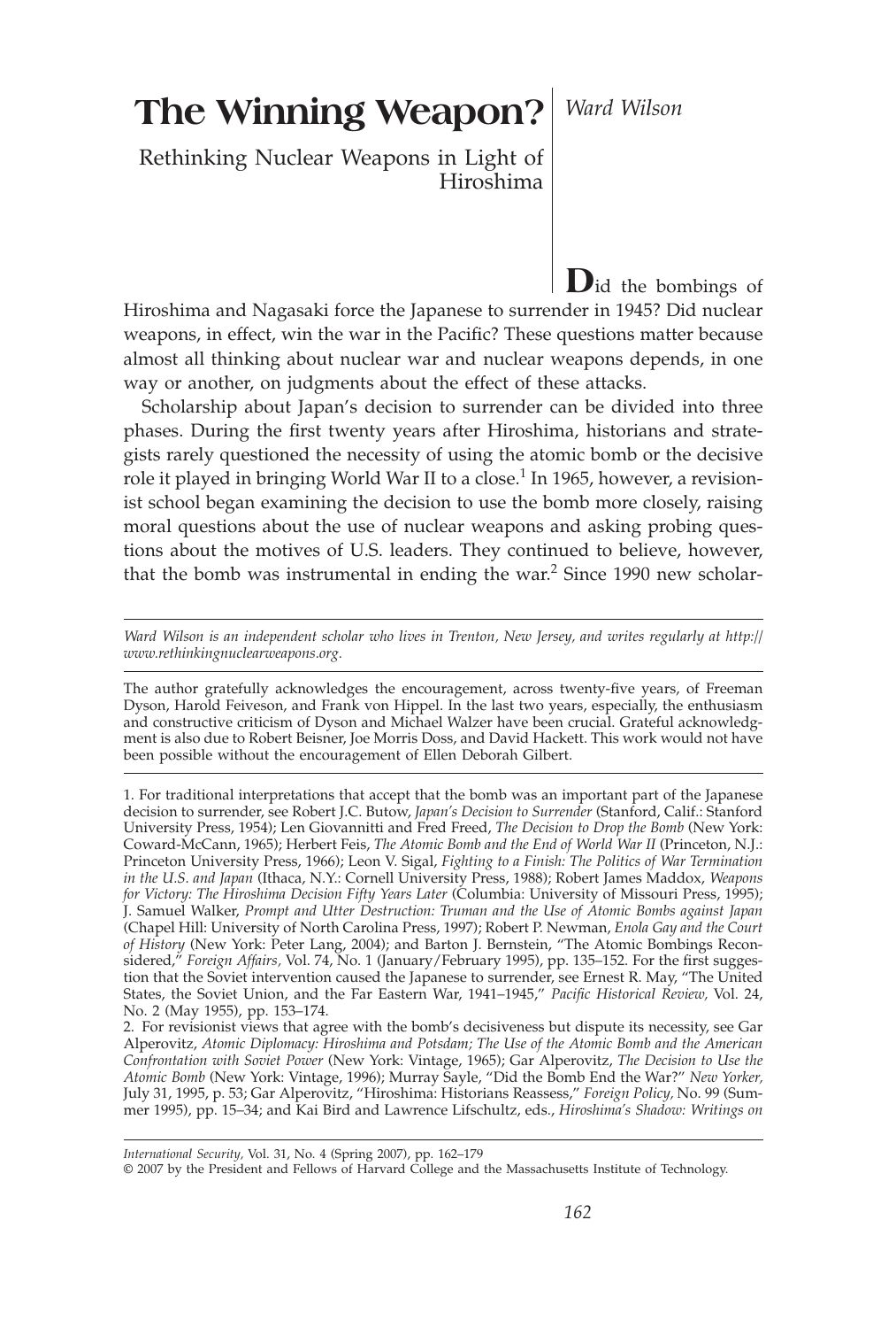# The Winning Weapon?

## Rethinking Nuclear Weapons in Light of Hiroshima

*Ward Wilson*

Did the bombings of Hiroshima and Nagasaki force the Japanese to surrender in 1945? Did nuclear weapons, in effect, win the war in the Pacific? These questions matter because almost all thinking about nuclear war and nuclear weapons depends, in one way or another, on judgments about the effect of these attacks.

Scholarship about Japan's decision to surrender can be divided into three phases. During the first twenty years after Hiroshima, historians and strategists rarely questioned the necessity of using the atomic bomb or the decisive role it played in bringing World War II to a close.[1] In 1965, however, a revisionist school began examining the decision to use the bomb more closely, raising moral questions about the use of nuclear weapons and asking probing questions about the motives of U.S. leaders. They continued to believe, however, that the bomb was instrumental in ending the war.[2] Since 1990 new scholar-

---

*Ward Wilson is an independent scholar who lives in Trenton, New Jersey, and writes regularly at http://www.rethinkingnuclearweapons.org.*

The author gratefully acknowledges the encouragement, across twenty-five years, of Freeman Dyson, Harold Feiveson, and Frank von Hippel. In the last two years, especially, the enthusiasm and constructive criticism of Dyson and Michael Walzer have been crucial. Grateful acknowledgment is also due to Robert Beisner, Joe Morris Doss, and David Hackett. This work would not have been possible without the encouragement of Ellen Deborah Gilbert.

---

1. For traditional interpretations that accept that the bomb was an important part of the Japanese decision to surrender, see Robert J.C. Butow, *Japan's Decision to Surrender* (Stanford, Calif.: Stanford University Press, 1954); Len Giovannitti and Fred Freed, *The Decision to Drop the Bomb* (New York: Coward-McCann, 1965); Herbert Feis, *The Atomic Bomb and the End of World War II* (Princeton, N.J.: Princeton University Press, 1966); Leon V. Sigal, *Fighting to a Finish: The Politics of War Termination in the U.S. and Japan* (Ithaca, N.Y.: Cornell University Press, 1988); Robert James Maddox, *Weapons for Victory: The Hiroshima Decision Fifty Years Later* (Columbia: University of Missouri Press, 1995); J. Samuel Walker, *Prompt and Utter Destruction: Truman and the Use of Atomic Bombs against Japan* (Chapel Hill: University of North Carolina Press, 1997); Robert P. Newman, *Enola Gay and the Court of History* (New York: Peter Lang, 2004); and Barton J. Bernstein, "The Atomic Bombings Reconsidered," *Foreign Affairs,* Vol. 74, No. 1 (January/February 1995), pp. 135–152. For the first suggestion that the Soviet intervention caused the Japanese to surrender, see Ernest R. May, "The United States, the Soviet Union, and the Far Eastern War, 1941–1945," *Pacific Historical Review,* Vol. 24, No. 2 (May 1955), pp. 153–174.

2. For revisionist views that agree with the bomb's decisiveness but dispute its necessity, see Gar Alperovitz, *Atomic Diplomacy: Hiroshima and Potsdam; The Use of the Atomic Bomb and the American Confrontation with Soviet Power* (New York: Vintage, 1965); Gar Alperovitz, *The Decision to Use the Atomic Bomb* (New York: Vintage, 1996); Murray Sayle, "Did the Bomb End the War?" *New Yorker,* July 31, 1995, p. 53; Gar Alperovitz, "Hiroshima: Historians Reassess," *Foreign Policy,* No. 99 (Summer 1995), pp. 15–34; and Kai Bird and Lawrence Lifschultz, eds., *Hiroshima's Shadow: Writings on*

---

*International Security,* Vol. 31, No. 4 (Spring 2007), pp. 162–179
© 2007 by the President and Fellows of Harvard College and the Massachusetts Institute of Technology.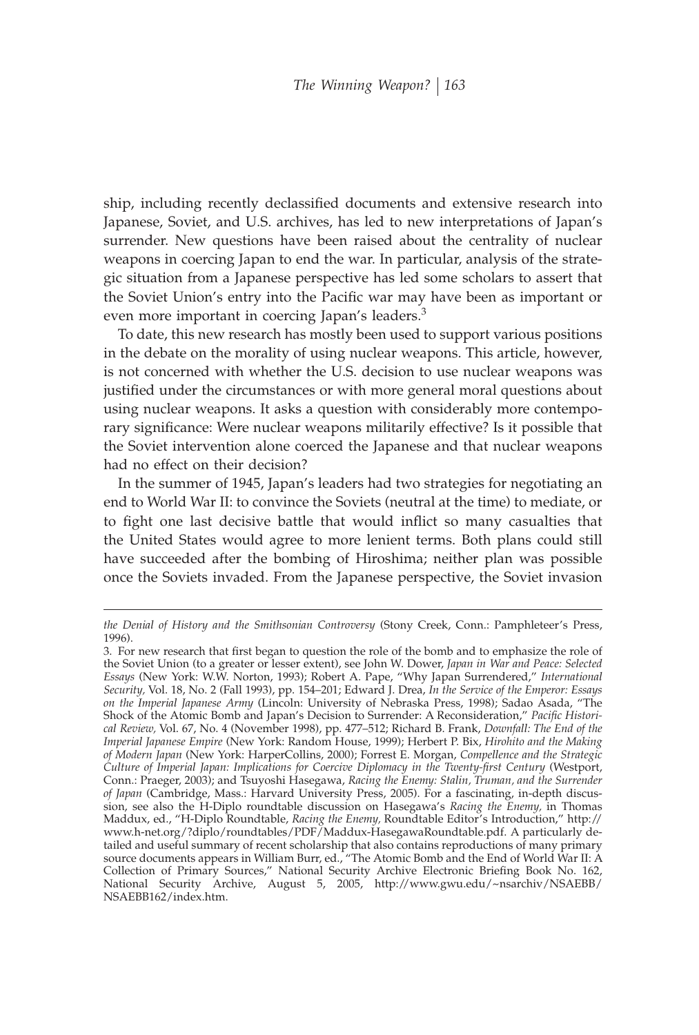ship, including recently declassified documents and extensive research into Japanese, Soviet, and U.S. archives, has led to new interpretations of Japan's surrender. New questions have been raised about the centrality of nuclear weapons in coercing Japan to end the war. In particular, analysis of the strategic situation from a Japanese perspective has led some scholars to assert that the Soviet Union's entry into the Pacific war may have been as important or even more important in coercing Japan's leaders.[3]

To date, this new research has mostly been used to support various positions in the debate on the morality of using nuclear weapons. This article, however, is not concerned with whether the U.S. decision to use nuclear weapons was justified under the circumstances or with more general moral questions about using nuclear weapons. It asks a question with considerably more contemporary significance: Were nuclear weapons militarily effective? Is it possible that the Soviet intervention alone coerced the Japanese and that nuclear weapons had no effect on their decision?

In the summer of 1945, Japan's leaders had two strategies for negotiating an end to World War II: to convince the Soviets (neutral at the time) to mediate, or to fight one last decisive battle that would inflict so many casualties that the United States would agree to more lenient terms. Both plans could still have succeeded after the bombing of Hiroshima; neither plan was possible once the Soviets invaded. From the Japanese perspective, the Soviet invasion

---

*the Denial of History and the Smithsonian Controversy* (Stony Creek, Conn.: Pamphleteer's Press, 1996).

3. For new research that first began to question the role of the bomb and to emphasize the role of the Soviet Union (to a greater or lesser extent), see John W. Dower, *Japan in War and Peace: Selected Essays* (New York: W.W. Norton, 1993); Robert A. Pape, "Why Japan Surrendered," *International Security,* Vol. 18, No. 2 (Fall 1993), pp. 154–201; Edward J. Drea, *In the Service of the Emperor: Essays on the Imperial Japanese Army* (Lincoln: University of Nebraska Press, 1998); Sadao Asada, "The Shock of the Atomic Bomb and Japan's Decision to Surrender: A Reconsideration," *Pacific Historical Review,* Vol. 67, No. 4 (November 1998), pp. 477–512; Richard B. Frank, *Downfall: The End of the Imperial Japanese Empire* (New York: Random House, 1999); Herbert P. Bix, *Hirohito and the Making of Modern Japan* (New York: HarperCollins, 2000); Forrest E. Morgan, *Compellence and the Strategic Culture of Imperial Japan: Implications for Coercive Diplomacy in the Twenty-first Century* (Westport, Conn.: Praeger, 2003); and Tsuyoshi Hasegawa, *Racing the Enemy: Stalin, Truman, and the Surrender of Japan* (Cambridge, Mass.: Harvard University Press, 2005). For a fascinating, in-depth discussion, see also the H-Diplo roundtable discussion on Hasegawa's *Racing the Enemy,* in Thomas Maddux, ed., "H-Diplo Roundtable, *Racing the Enemy,* Roundtable Editor's Introduction," http://www.h-net.org/?diplo/roundtables/PDF/Maddux-HasegawaRoundtable.pdf. A particularly detailed and useful summary of recent scholarship that also contains reproductions of many primary source documents appears in William Burr, ed., "The Atomic Bomb and the End of World War II: A Collection of Primary Sources," National Security Archive Electronic Briefing Book No. 162, National Security Archive, August 5, 2005, http://www.gwu.edu/~nsarchiv/NSAEBB/NSAEBB162/index.htm.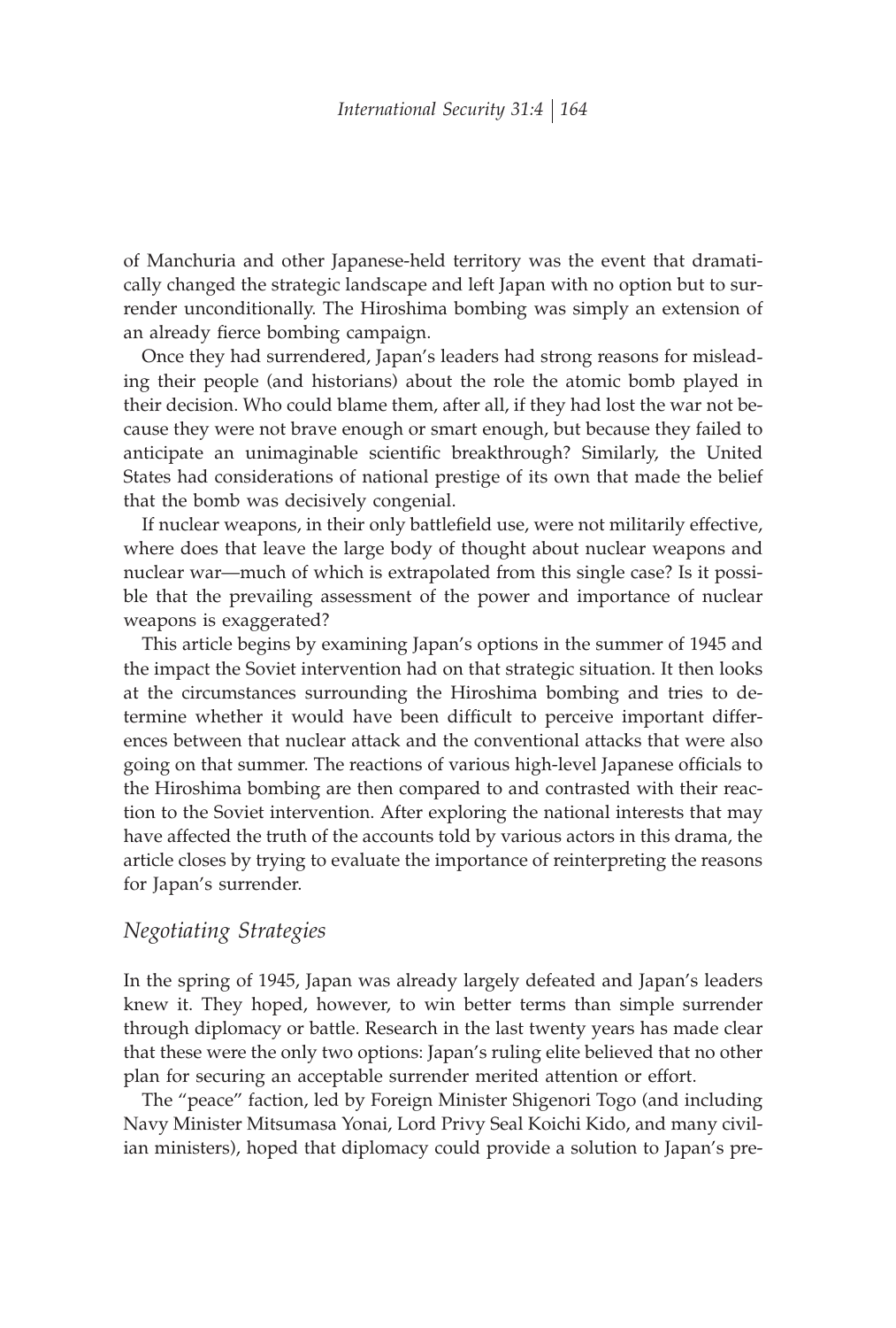of Manchuria and other Japanese-held territory was the event that dramatically changed the strategic landscape and left Japan with no option but to surrender unconditionally. The Hiroshima bombing was simply an extension of an already fierce bombing campaign.

Once they had surrendered, Japan's leaders had strong reasons for misleading their people (and historians) about the role the atomic bomb played in their decision. Who could blame them, after all, if they had lost the war not because they were not brave enough or smart enough, but because they failed to anticipate an unimaginable scientific breakthrough? Similarly, the United States had considerations of national prestige of its own that made the belief that the bomb was decisively congenial.

If nuclear weapons, in their only battlefield use, were not militarily effective, where does that leave the large body of thought about nuclear weapons and nuclear war—much of which is extrapolated from this single case? Is it possible that the prevailing assessment of the power and importance of nuclear weapons is exaggerated?

This article begins by examining Japan's options in the summer of 1945 and the impact the Soviet intervention had on that strategic situation. It then looks at the circumstances surrounding the Hiroshima bombing and tries to determine whether it would have been difficult to perceive important differences between that nuclear attack and the conventional attacks that were also going on that summer. The reactions of various high-level Japanese officials to the Hiroshima bombing are then compared to and contrasted with their reaction to the Soviet intervention. After exploring the national interests that may have affected the truth of the accounts told by various actors in this drama, the article closes by trying to evaluate the importance of reinterpreting the reasons for Japan's surrender.

## *Negotiating Strategies*

In the spring of 1945, Japan was already largely defeated and Japan's leaders knew it. They hoped, however, to win better terms than simple surrender through diplomacy or battle. Research in the last twenty years has made clear that these were the only two options: Japan's ruling elite believed that no other plan for securing an acceptable surrender merited attention or effort.

The "peace" faction, led by Foreign Minister Shigenori Togo (and including Navy Minister Mitsumasa Yonai, Lord Privy Seal Koichi Kido, and many civilian ministers), hoped that diplomacy could provide a solution to Japan's pre-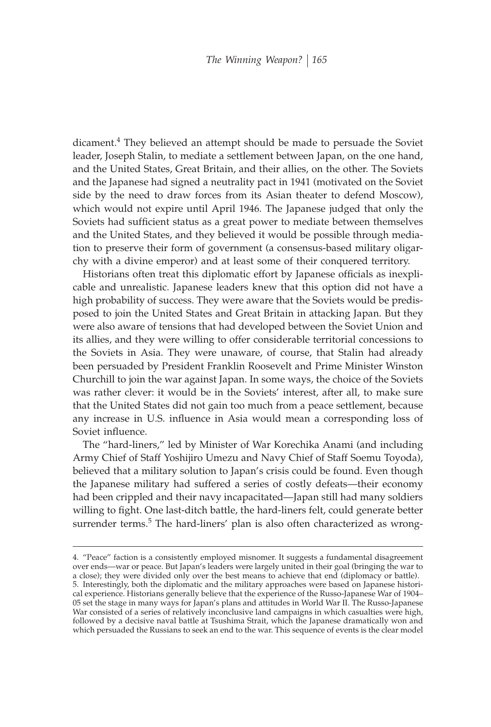dicament.[4] They believed an attempt should be made to persuade the Soviet leader, Joseph Stalin, to mediate a settlement between Japan, on the one hand, and the United States, Great Britain, and their allies, on the other. The Soviets and the Japanese had signed a neutrality pact in 1941 (motivated on the Soviet side by the need to draw forces from its Asian theater to defend Moscow), which would not expire until April 1946. The Japanese judged that only the Soviets had sufficient status as a great power to mediate between themselves and the United States, and they believed it would be possible through mediation to preserve their form of government (a consensus-based military oligarchy with a divine emperor) and at least some of their conquered territory.

Historians often treat this diplomatic effort by Japanese officials as inexplicable and unrealistic. Japanese leaders knew that this option did not have a high probability of success. They were aware that the Soviets would be predisposed to join the United States and Great Britain in attacking Japan. But they were also aware of tensions that had developed between the Soviet Union and its allies, and they were willing to offer considerable territorial concessions to the Soviets in Asia. They were unaware, of course, that Stalin had already been persuaded by President Franklin Roosevelt and Prime Minister Winston Churchill to join the war against Japan. In some ways, the choice of the Soviets was rather clever: it would be in the Soviets' interest, after all, to make sure that the United States did not gain too much from a peace settlement, because any increase in U.S. influence in Asia would mean a corresponding loss of Soviet influence.

The "hard-liners," led by Minister of War Korechika Anami (and including Army Chief of Staff Yoshijiro Umezu and Navy Chief of Staff Soemu Toyoda), believed that a military solution to Japan's crisis could be found. Even though the Japanese military had suffered a series of costly defeats—their economy had been crippled and their navy incapacitated—Japan still had many soldiers willing to fight. One last-ditch battle, the hard-liners felt, could generate better surrender terms.[5] The hard-liners' plan is also often characterized as wrong-

---

4. "Peace" faction is a consistently employed misnomer. It suggests a fundamental disagreement over ends—war or peace. But Japan's leaders were largely united in their goal (bringing the war to a close); they were divided only over the best means to achieve that end (diplomacy or battle).

5. Interestingly, both the diplomatic and the military approaches were based on Japanese historical experience. Historians generally believe that the experience of the Russo-Japanese War of 1904–05 set the stage in many ways for Japan's plans and attitudes in World War II. The Russo-Japanese War consisted of a series of relatively inconclusive land campaigns in which casualties were high, followed by a decisive naval battle at Tsushima Strait, which the Japanese dramatically won and which persuaded the Russians to seek an end to the war. This sequence of events is the clear model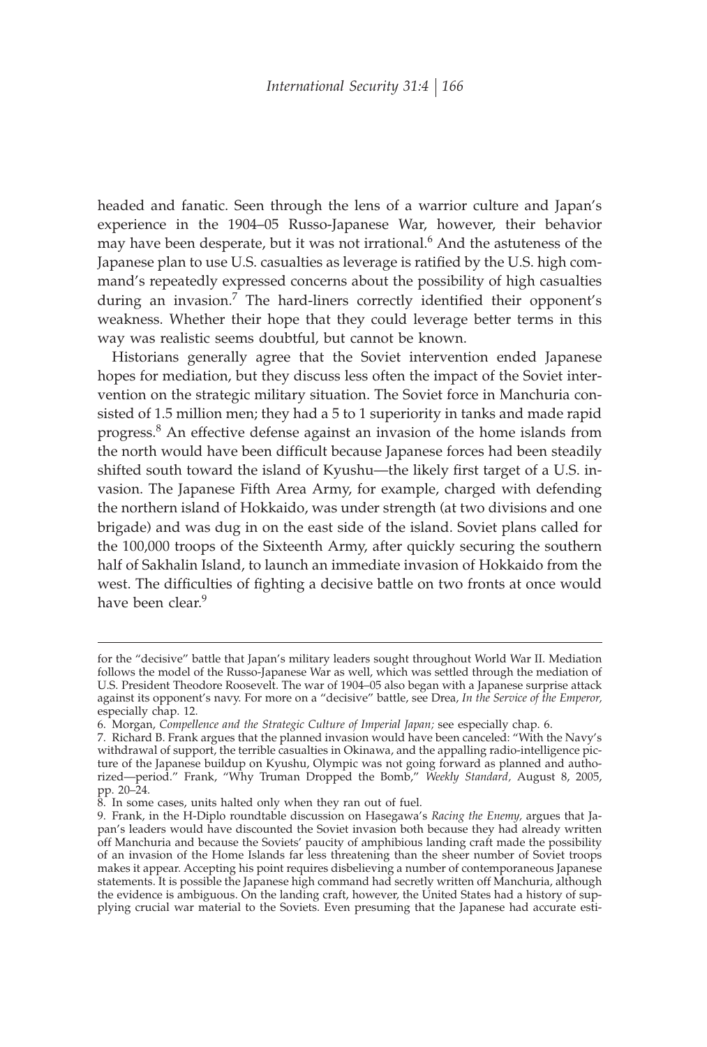headed and fanatic. Seen through the lens of a warrior culture and Japan's experience in the 1904–05 Russo-Japanese War, however, their behavior may have been desperate, but it was not irrational.[6] And the astuteness of the Japanese plan to use U.S. casualties as leverage is ratified by the U.S. high command's repeatedly expressed concerns about the possibility of high casualties during an invasion.[7] The hard-liners correctly identified their opponent's weakness. Whether their hope that they could leverage better terms in this way was realistic seems doubtful, but cannot be known.

Historians generally agree that the Soviet intervention ended Japanese hopes for mediation, but they discuss less often the impact of the Soviet intervention on the strategic military situation. The Soviet force in Manchuria consisted of 1.5 million men; they had a 5 to 1 superiority in tanks and made rapid progress.[8] An effective defense against an invasion of the home islands from the north would have been difficult because Japanese forces had been steadily shifted south toward the island of Kyushu—the likely first target of a U.S. invasion. The Japanese Fifth Area Army, for example, charged with defending the northern island of Hokkaido, was under strength (at two divisions and one brigade) and was dug in on the east side of the island. Soviet plans called for the 100,000 troops of the Sixteenth Army, after quickly securing the southern half of Sakhalin Island, to launch an immediate invasion of Hokkaido from the west. The difficulties of fighting a decisive battle on two fronts at once would have been clear.[9]

---

for the "decisive" battle that Japan's military leaders sought throughout World War II. Mediation follows the model of the Russo-Japanese War as well, which was settled through the mediation of U.S. President Theodore Roosevelt. The war of 1904–05 also began with a Japanese surprise attack against its opponent's navy. For more on a "decisive" battle, see Drea, *In the Service of the Emperor,* especially chap. 12.

6. Morgan, *Compellence and the Strategic Culture of Imperial Japan;* see especially chap. 6.

7. Richard B. Frank argues that the planned invasion would have been canceled: "With the Navy's withdrawal of support, the terrible casualties in Okinawa, and the appalling radio-intelligence picture of the Japanese buildup on Kyushu, Olympic was not going forward as planned and authorized—period." Frank, "Why Truman Dropped the Bomb," *Weekly Standard,* August 8, 2005, pp. 20–24.

8. In some cases, units halted only when they ran out of fuel.

9. Frank, in the H-Diplo roundtable discussion on Hasegawa's *Racing the Enemy,* argues that Japan's leaders would have discounted the Soviet invasion both because they had already written off Manchuria and because the Soviets' paucity of amphibious landing craft made the possibility of an invasion of the Home Islands far less threatening than the sheer number of Soviet troops makes it appear. Accepting his point requires disbelieving a number of contemporaneous Japanese statements. It is possible the Japanese high command had secretly written off Manchuria, although the evidence is ambiguous. On the landing craft, however, the United States had a history of supplying crucial war material to the Soviets. Even presuming that the Japanese had accurate esti-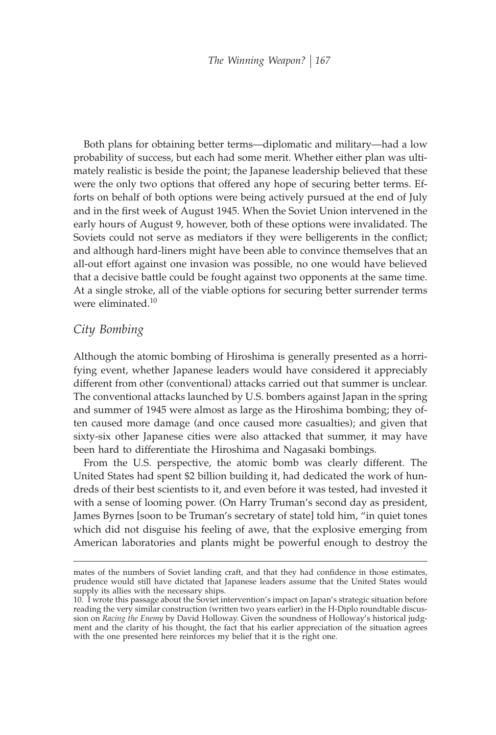Both plans for obtaining better terms—diplomatic and military—had a low probability of success, but each had some merit. Whether either plan was ultimately realistic is beside the point; the Japanese leadership believed that these were the only two options that offered any hope of securing better terms. Efforts on behalf of both options were being actively pursued at the end of July and in the first week of August 1945. When the Soviet Union intervened in the early hours of August 9, however, both of these options were invalidated. The Soviets could not serve as mediators if they were belligerents in the conflict; and although hard-liners might have been able to convince themselves that an all-out effort against one invasion was possible, no one would have believed that a decisive battle could be fought against two opponents at the same time. At a single stroke, all of the viable options for securing better surrender terms were eliminated.[10]

## *City Bombing*

Although the atomic bombing of Hiroshima is generally presented as a horrifying event, whether Japanese leaders would have considered it appreciably different from other (conventional) attacks carried out that summer is unclear. The conventional attacks launched by U.S. bombers against Japan in the spring and summer of 1945 were almost as large as the Hiroshima bombing; they often caused more damage (and once caused more casualties); and given that sixty-six other Japanese cities were also attacked that summer, it may have been hard to differentiate the Hiroshima and Nagasaki bombings.

From the U.S. perspective, the atomic bomb was clearly different. The United States had spent $2 billion building it, had dedicated the work of hundreds of their best scientists to it, and even before it was tested, had invested it with a sense of looming power. (On Harry Truman's second day as president, James Byrnes [soon to be Truman's secretary of state] told him, "in quiet tones which did not disguise his feeling of awe, that the explosive emerging from American laboratories and plants might be powerful enough to destroy the

---

mates of the numbers of Soviet landing craft, and that they had confidence in those estimates, prudence would still have dictated that Japanese leaders assume that the United States would supply its allies with the necessary ships.

10. I wrote this passage about the Soviet intervention's impact on Japan's strategic situation before reading the very similar construction (written two years earlier) in the H-Diplo roundtable discussion on *Racing the Enemy* by David Holloway. Given the soundness of Holloway's historical judgment and the clarity of his thought, the fact that his earlier appreciation of the situation agrees with the one presented here reinforces my belief that it is the right one.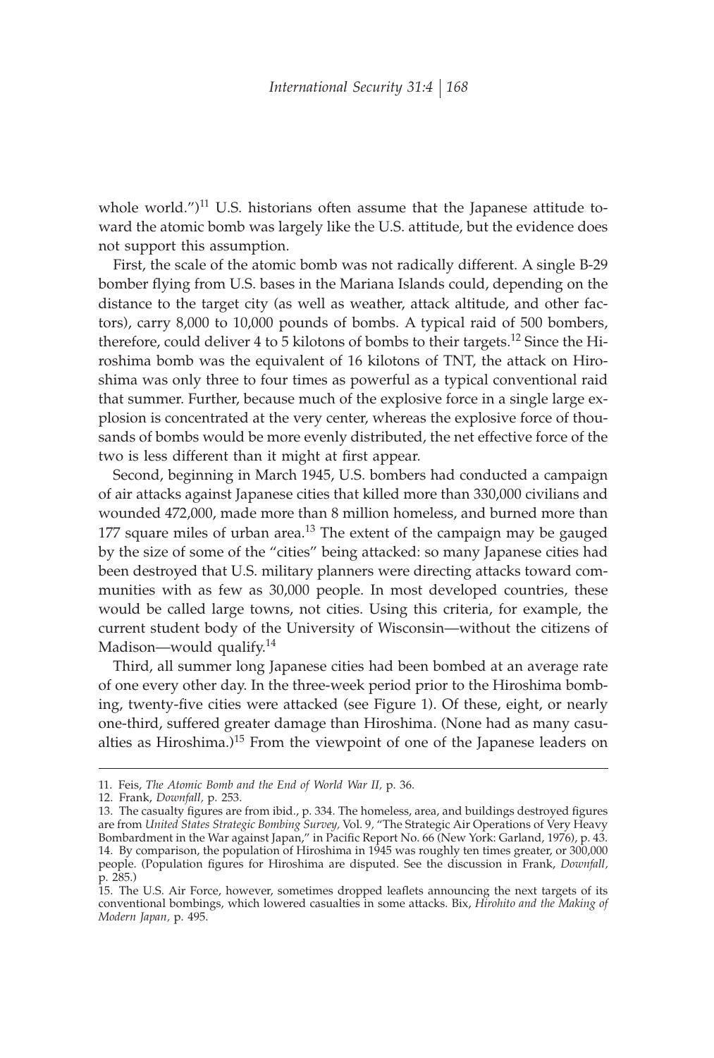whole world.")[11] U.S. historians often assume that the Japanese attitude toward the atomic bomb was largely like the U.S. attitude, but the evidence does not support this assumption.

First, the scale of the atomic bomb was not radically different. A single B-29 bomber flying from U.S. bases in the Mariana Islands could, depending on the distance to the target city (as well as weather, attack altitude, and other factors), carry 8,000 to 10,000 pounds of bombs. A typical raid of 500 bombers, therefore, could deliver 4 to 5 kilotons of bombs to their targets.[12] Since the Hiroshima bomb was the equivalent of 16 kilotons of TNT, the attack on Hiroshima was only three to four times as powerful as a typical conventional raid that summer. Further, because much of the explosive force in a single large explosion is concentrated at the very center, whereas the explosive force of thousands of bombs would be more evenly distributed, the net effective force of the two is less different than it might at first appear.

Second, beginning in March 1945, U.S. bombers had conducted a campaign of air attacks against Japanese cities that killed more than 330,000 civilians and wounded 472,000, made more than 8 million homeless, and burned more than 177 square miles of urban area.[13] The extent of the campaign may be gauged by the size of some of the "cities" being attacked: so many Japanese cities had been destroyed that U.S. military planners were directing attacks toward communities with as few as 30,000 people. In most developed countries, these would be called large towns, not cities. Using this criteria, for example, the current student body of the University of Wisconsin—without the citizens of Madison—would qualify.[14]

Third, all summer long Japanese cities had been bombed at an average rate of one every other day. In the three-week period prior to the Hiroshima bombing, twenty-five cities were attacked (see Figure 1). Of these, eight, or nearly one-third, suffered greater damage than Hiroshima. (None had as many casualties as Hiroshima.)[15] From the viewpoint of one of the Japanese leaders on

---

11. Feis, *The Atomic Bomb and the End of World War II,* p. 36.
12. Frank, *Downfall,* p. 253.
13. The casualty figures are from ibid., p. 334. The homeless, area, and buildings destroyed figures are from *United States Strategic Bombing Survey,* Vol. 9, "The Strategic Air Operations of Very Heavy Bombardment in the War against Japan," in Pacific Report No. 66 (New York: Garland, 1976), p. 43.
14. By comparison, the population of Hiroshima in 1945 was roughly ten times greater, or 300,000 people. (Population figures for Hiroshima are disputed. See the discussion in Frank, *Downfall,* p. 285.)
15. The U.S. Air Force, however, sometimes dropped leaflets announcing the next targets of its conventional bombings, which lowered casualties in some attacks. Bix, *Hirohito and the Making of Modern Japan,* p. 495.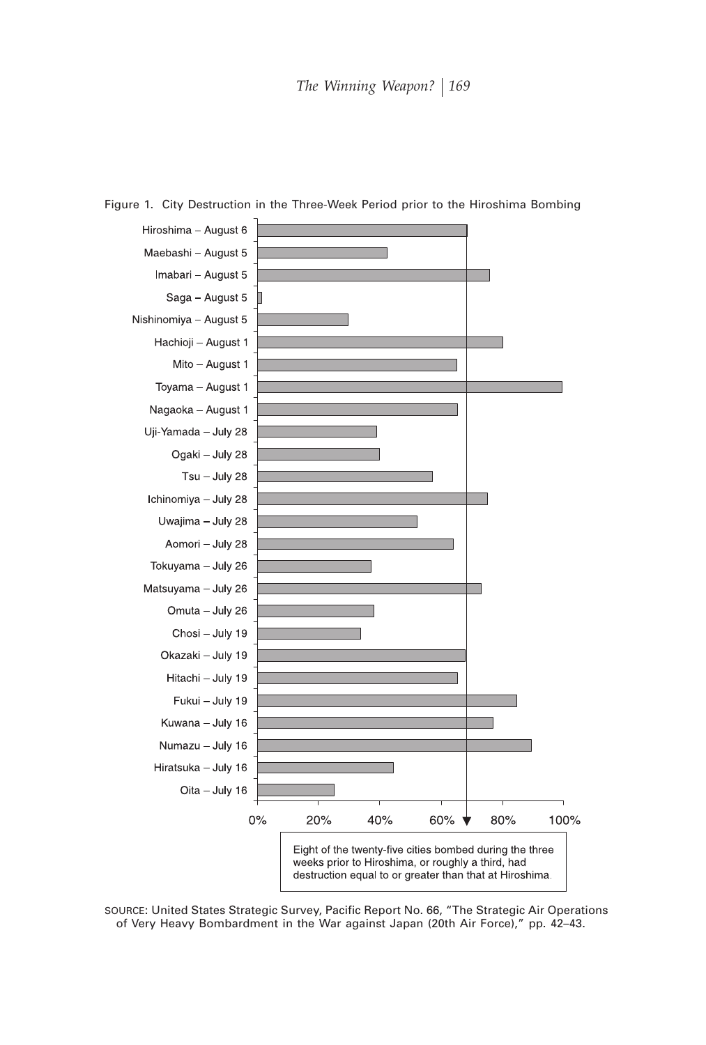Figure 1. City Destruction in the Three-Week Period prior to the Hiroshima Bombing

| City – Date |
|---|
| Hiroshima – August 6 |
| Maebashi – August 5 |
| Imabari – August 5 |
| Saga – August 5 |
| Nishinomiya – August 5 |
| Hachioji – August 1 |
| Mito – August 1 |
| Toyama – August 1 |
| Nagaoka – August 1 |
| Uji-Yamada – July 28 |
| Ogaki – July 28 |
| Tsu – July 28 |
| Ichinomiya – July 28 |
| Uwajima – July 28 |
| Aomori – July 28 |
| Tokuyama – July 26 |
| Matsuyama – July 26 |
| Omuta – July 26 |
| Chosi – July 19 |
| Okazaki – July 19 |
| Hitachi – July 19 |
| Fukui – July 19 |
| Kuwana – July 16 |
| Numazu – July 16 |
| Hiratsuka – July 16 |
| Oita – July 16 |

0% 20% 40% 60% 80% 100%

Eight of the twenty-five cities bombed during the three weeks prior to Hiroshima, or roughly a third, had destruction equal to or greater than that at Hiroshima.

SOURCE: United States Strategic Survey, Pacific Report No. 66, "The Strategic Air Operations of Very Heavy Bombardment in the War against Japan (20th Air Force)," pp. 42–43.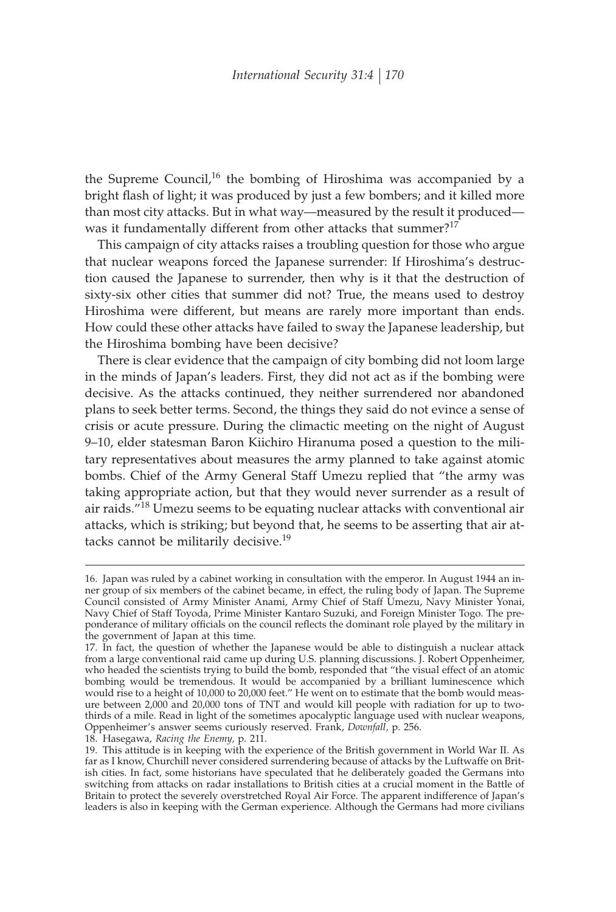the Supreme Council,[16] the bombing of Hiroshima was accompanied by a bright flash of light; it was produced by just a few bombers; and it killed more than most city attacks. But in what way—measured by the result it produced—was it fundamentally different from other attacks that summer?[17]

This campaign of city attacks raises a troubling question for those who argue that nuclear weapons forced the Japanese surrender: If Hiroshima's destruction caused the Japanese to surrender, then why is it that the destruction of sixty-six other cities that summer did not? True, the means used to destroy Hiroshima were different, but means are rarely more important than ends. How could these other attacks have failed to sway the Japanese leadership, but the Hiroshima bombing have been decisive?

There is clear evidence that the campaign of city bombing did not loom large in the minds of Japan's leaders. First, they did not act as if the bombing were decisive. As the attacks continued, they neither surrendered nor abandoned plans to seek better terms. Second, the things they said do not evince a sense of crisis or acute pressure. During the climactic meeting on the night of August 9–10, elder statesman Baron Kiichiro Hiranuma posed a question to the military representatives about measures the army planned to take against atomic bombs. Chief of the Army General Staff Umezu replied that "the army was taking appropriate action, but that they would never surrender as a result of air raids."[18] Umezu seems to be equating nuclear attacks with conventional air attacks, which is striking; but beyond that, he seems to be asserting that air attacks cannot be militarily decisive.[19]

---

16. Japan was ruled by a cabinet working in consultation with the emperor. In August 1944 an inner group of six members of the cabinet became, in effect, the ruling body of Japan. The Supreme Council consisted of Army Minister Anami, Army Chief of Staff Umezu, Navy Minister Yonai, Navy Chief of Staff Toyoda, Prime Minister Kantaro Suzuki, and Foreign Minister Togo. The preponderance of military officials on the council reflects the dominant role played by the military in the government of Japan at this time.

17. In fact, the question of whether the Japanese would be able to distinguish a nuclear attack from a large conventional raid came up during U.S. planning discussions. J. Robert Oppenheimer, who headed the scientists trying to build the bomb, responded that "the visual effect of an atomic bombing would be tremendous. It would be accompanied by a brilliant luminescence which would rise to a height of 10,000 to 20,000 feet." He went on to estimate that the bomb would measure between 2,000 and 20,000 tons of TNT and would kill people with radiation for up to two-thirds of a mile. Read in light of the sometimes apocalyptic language used with nuclear weapons, Oppenheimer's answer seems curiously reserved. Frank, *Downfall,* p. 256.

18. Hasegawa, *Racing the Enemy,* p. 211.

19. This attitude is in keeping with the experience of the British government in World War II. As far as I know, Churchill never considered surrendering because of attacks by the Luftwaffe on British cities. In fact, some historians have speculated that he deliberately goaded the Germans into switching from attacks on radar installations to British cities at a crucial moment in the Battle of Britain to protect the severely overstretched Royal Air Force. The apparent indifference of Japan's leaders is also in keeping with the German experience. Although the Germans had more civilians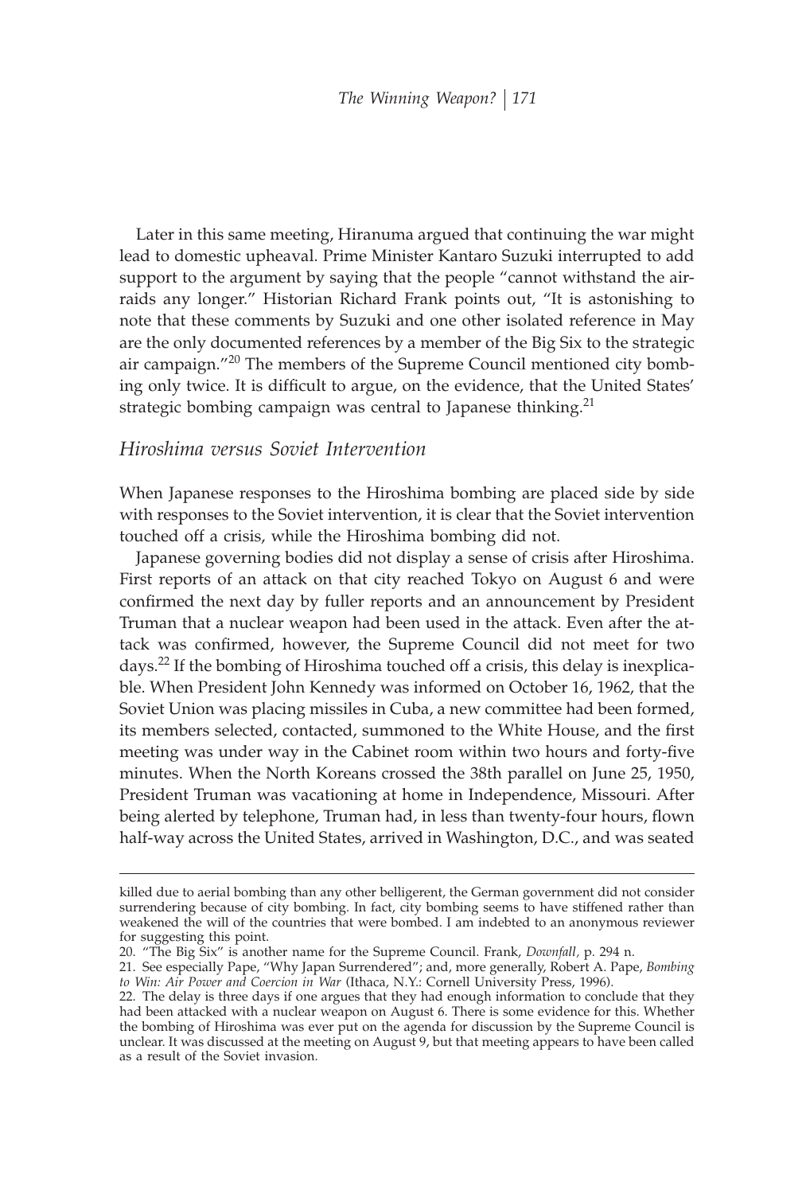Later in this same meeting, Hiranuma argued that continuing the war might lead to domestic upheaval. Prime Minister Kantaro Suzuki interrupted to add support to the argument by saying that the people "cannot withstand the air-raids any longer." Historian Richard Frank points out, "It is astonishing to note that these comments by Suzuki and one other isolated reference in May are the only documented references by a member of the Big Six to the strategic air campaign."[20] The members of the Supreme Council mentioned city bombing only twice. It is difficult to argue, on the evidence, that the United States' strategic bombing campaign was central to Japanese thinking.[21]

## *Hiroshima versus Soviet Intervention*

When Japanese responses to the Hiroshima bombing are placed side by side with responses to the Soviet intervention, it is clear that the Soviet intervention touched off a crisis, while the Hiroshima bombing did not.

Japanese governing bodies did not display a sense of crisis after Hiroshima. First reports of an attack on that city reached Tokyo on August 6 and were confirmed the next day by fuller reports and an announcement by President Truman that a nuclear weapon had been used in the attack. Even after the attack was confirmed, however, the Supreme Council did not meet for two days.[22] If the bombing of Hiroshima touched off a crisis, this delay is inexplicable. When President John Kennedy was informed on October 16, 1962, that the Soviet Union was placing missiles in Cuba, a new committee had been formed, its members selected, contacted, summoned to the White House, and the first meeting was under way in the Cabinet room within two hours and forty-five minutes. When the North Koreans crossed the 38th parallel on June 25, 1950, President Truman was vacationing at home in Independence, Missouri. After being alerted by telephone, Truman had, in less than twenty-four hours, flown half-way across the United States, arrived in Washington, D.C., and was seated

---

killed due to aerial bombing than any other belligerent, the German government did not consider surrendering because of city bombing. In fact, city bombing seems to have stiffened rather than weakened the will of the countries that were bombed. I am indebted to an anonymous reviewer for suggesting this point.

20. "The Big Six" is another name for the Supreme Council. Frank, *Downfall,* p. 294 n.

21. See especially Pape, "Why Japan Surrendered"; and, more generally, Robert A. Pape, *Bombing to Win: Air Power and Coercion in War* (Ithaca, N.Y.: Cornell University Press, 1996).

22. The delay is three days if one argues that they had enough information to conclude that they had been attacked with a nuclear weapon on August 6. There is some evidence for this. Whether the bombing of Hiroshima was ever put on the agenda for discussion by the Supreme Council is unclear. It was discussed at the meeting on August 9, but that meeting appears to have been called as a result of the Soviet invasion.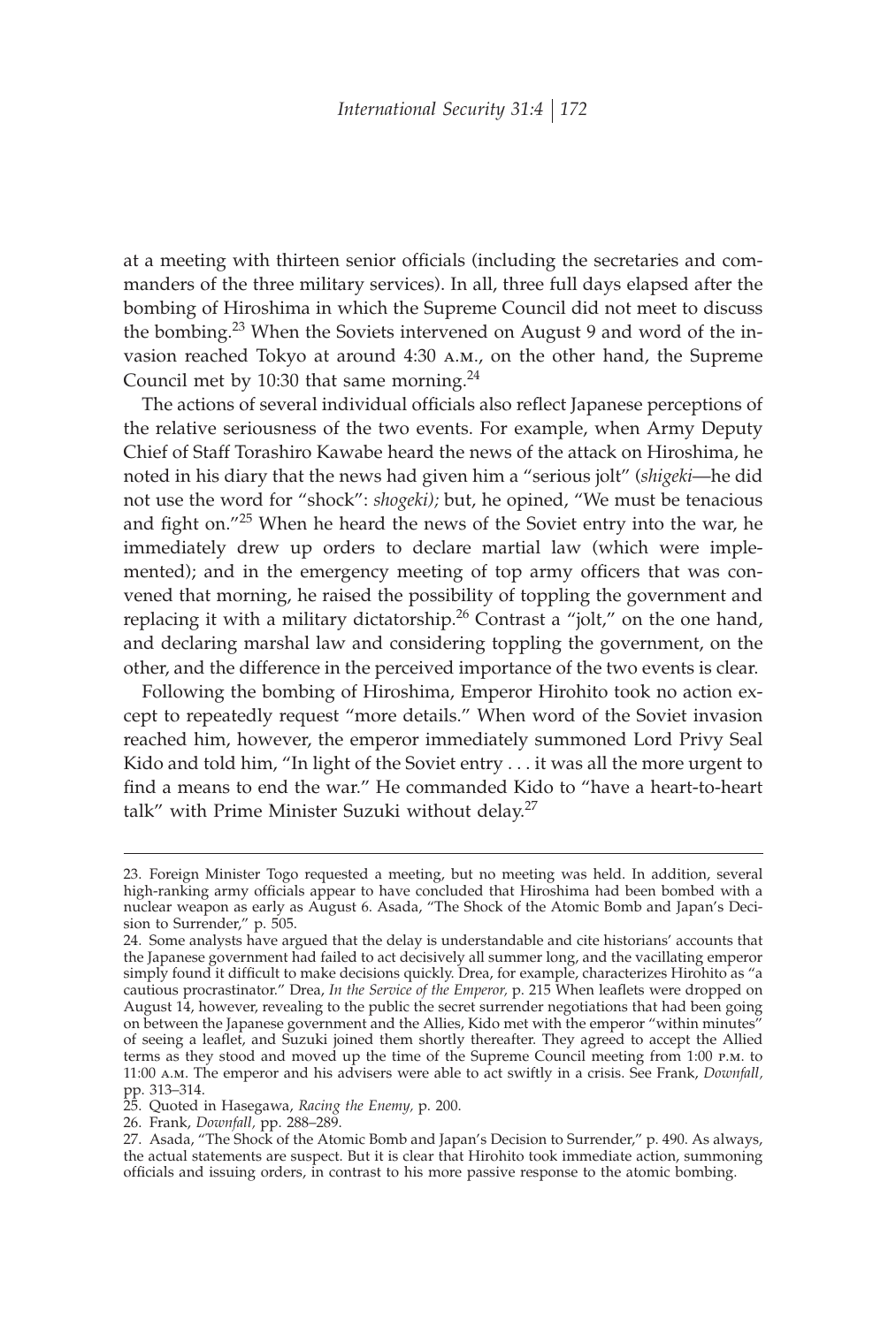at a meeting with thirteen senior officials (including the secretaries and commanders of the three military services). In all, three full days elapsed after the bombing of Hiroshima in which the Supreme Council did not meet to discuss the bombing.[23] When the Soviets intervened on August 9 and word of the invasion reached Tokyo at around 4:30 A.M., on the other hand, the Supreme Council met by 10:30 that same morning.[24]

The actions of several individual officials also reflect Japanese perceptions of the relative seriousness of the two events. For example, when Army Deputy Chief of Staff Torashiro Kawabe heard the news of the attack on Hiroshima, he noted in his diary that the news had given him a "serious jolt" (*shigeki*—he did not use the word for "shock": *shogeki);* but, he opined, "We must be tenacious and fight on."[25] When he heard the news of the Soviet entry into the war, he immediately drew up orders to declare martial law (which were implemented); and in the emergency meeting of top army officers that was convened that morning, he raised the possibility of toppling the government and replacing it with a military dictatorship.[26] Contrast a "jolt," on the one hand, and declaring marshal law and considering toppling the government, on the other, and the difference in the perceived importance of the two events is clear.

Following the bombing of Hiroshima, Emperor Hirohito took no action except to repeatedly request "more details." When word of the Soviet invasion reached him, however, the emperor immediately summoned Lord Privy Seal Kido and told him, "In light of the Soviet entry . . . it was all the more urgent to find a means to end the war." He commanded Kido to "have a heart-to-heart talk" with Prime Minister Suzuki without delay.[27]

---

23. Foreign Minister Togo requested a meeting, but no meeting was held. In addition, several high-ranking army officials appear to have concluded that Hiroshima had been bombed with a nuclear weapon as early as August 6. Asada, "The Shock of the Atomic Bomb and Japan's Decision to Surrender," p. 505.

24. Some analysts have argued that the delay is understandable and cite historians' accounts that the Japanese government had failed to act decisively all summer long, and the vacillating emperor simply found it difficult to make decisions quickly. Drea, for example, characterizes Hirohito as "a cautious procrastinator." Drea, *In the Service of the Emperor,* p. 215 When leaflets were dropped on August 14, however, revealing to the public the secret surrender negotiations that had been going on between the Japanese government and the Allies, Kido met with the emperor "within minutes" of seeing a leaflet, and Suzuki joined them shortly thereafter. They agreed to accept the Allied terms as they stood and moved up the time of the Supreme Council meeting from 1:00 P.M. to 11:00 A.M. The emperor and his advisers were able to act swiftly in a crisis. See Frank, *Downfall,* pp. 313–314.

25. Quoted in Hasegawa, *Racing the Enemy,* p. 200.

26. Frank, *Downfall,* pp. 288–289.

27. Asada, "The Shock of the Atomic Bomb and Japan's Decision to Surrender," p. 490. As always, the actual statements are suspect. But it is clear that Hirohito took immediate action, summoning officials and issuing orders, in contrast to his more passive response to the atomic bombing.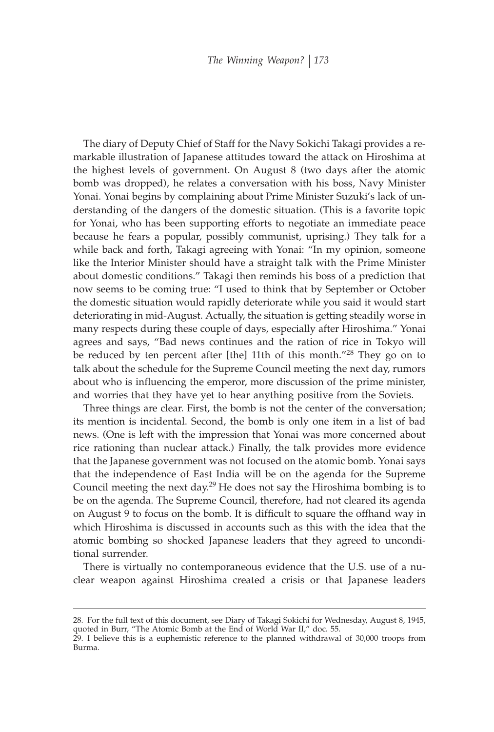The diary of Deputy Chief of Staff for the Navy Sokichi Takagi provides a remarkable illustration of Japanese attitudes toward the attack on Hiroshima at the highest levels of government. On August 8 (two days after the atomic bomb was dropped), he relates a conversation with his boss, Navy Minister Yonai. Yonai begins by complaining about Prime Minister Suzuki's lack of understanding of the dangers of the domestic situation. (This is a favorite topic for Yonai, who has been supporting efforts to negotiate an immediate peace because he fears a popular, possibly communist, uprising.) They talk for a while back and forth, Takagi agreeing with Yonai: "In my opinion, someone like the Interior Minister should have a straight talk with the Prime Minister about domestic conditions." Takagi then reminds his boss of a prediction that now seems to be coming true: "I used to think that by September or October the domestic situation would rapidly deteriorate while you said it would start deteriorating in mid-August. Actually, the situation is getting steadily worse in many respects during these couple of days, especially after Hiroshima." Yonai agrees and says, "Bad news continues and the ration of rice in Tokyo will be reduced by ten percent after [the] 11th of this month."[28] They go on to talk about the schedule for the Supreme Council meeting the next day, rumors about who is influencing the emperor, more discussion of the prime minister, and worries that they have yet to hear anything positive from the Soviets.

Three things are clear. First, the bomb is not the center of the conversation; its mention is incidental. Second, the bomb is only one item in a list of bad news. (One is left with the impression that Yonai was more concerned about rice rationing than nuclear attack.) Finally, the talk provides more evidence that the Japanese government was not focused on the atomic bomb. Yonai says that the independence of East India will be on the agenda for the Supreme Council meeting the next day.[29] He does not say the Hiroshima bombing is to be on the agenda. The Supreme Council, therefore, had not cleared its agenda on August 9 to focus on the bomb. It is difficult to square the offhand way in which Hiroshima is discussed in accounts such as this with the idea that the atomic bombing so shocked Japanese leaders that they agreed to unconditional surrender.

There is virtually no contemporaneous evidence that the U.S. use of a nuclear weapon against Hiroshima created a crisis or that Japanese leaders

28. For the full text of this document, see Diary of Takagi Sokichi for Wednesday, August 8, 1945, quoted in Burr, "The Atomic Bomb at the End of World War II," doc. 55.

29. I believe this is a euphemistic reference to the planned withdrawal of 30,000 troops from Burma.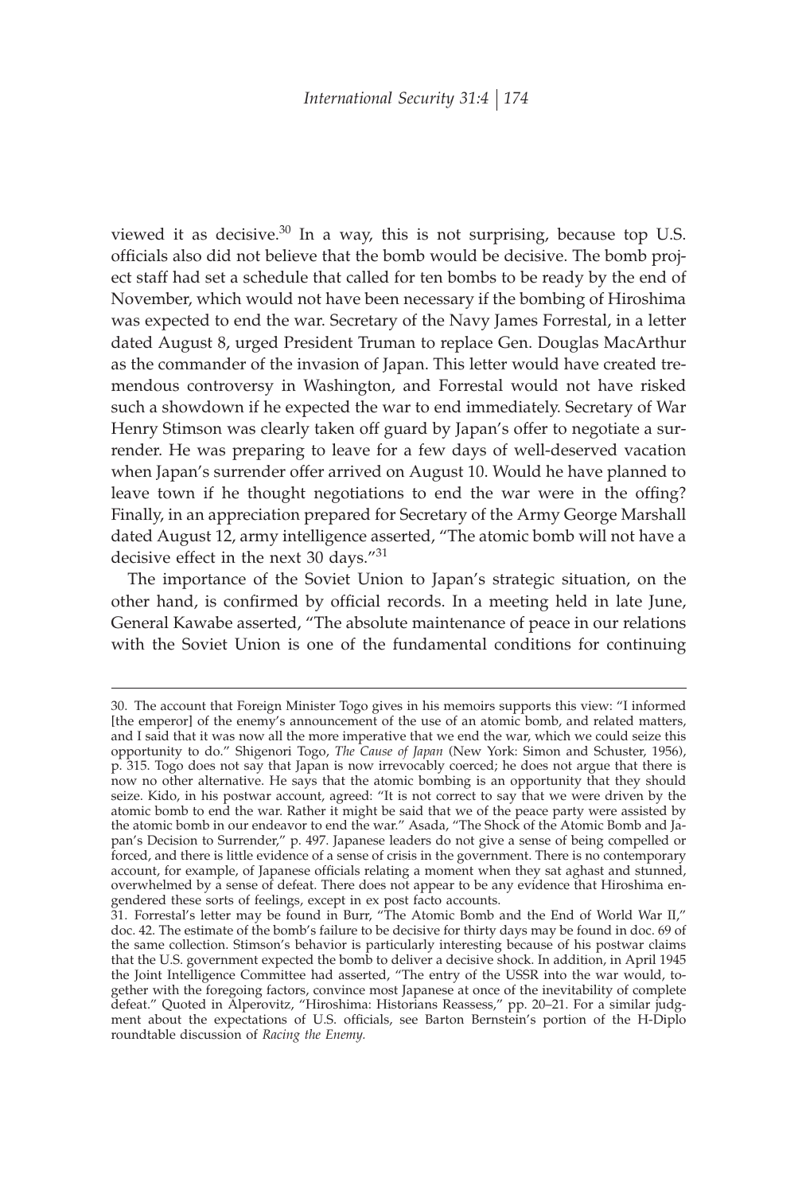viewed it as decisive.[30] In a way, this is not surprising, because top U.S. officials also did not believe that the bomb would be decisive. The bomb project staff had set a schedule that called for ten bombs to be ready by the end of November, which would not have been necessary if the bombing of Hiroshima was expected to end the war. Secretary of the Navy James Forrestal, in a letter dated August 8, urged President Truman to replace Gen. Douglas MacArthur as the commander of the invasion of Japan. This letter would have created tremendous controversy in Washington, and Forrestal would not have risked such a showdown if he expected the war to end immediately. Secretary of War Henry Stimson was clearly taken off guard by Japan's offer to negotiate a surrender. He was preparing to leave for a few days of well-deserved vacation when Japan's surrender offer arrived on August 10. Would he have planned to leave town if he thought negotiations to end the war were in the offing? Finally, in an appreciation prepared for Secretary of the Army George Marshall dated August 12, army intelligence asserted, "The atomic bomb will not have a decisive effect in the next 30 days."[31]

The importance of the Soviet Union to Japan's strategic situation, on the other hand, is confirmed by official records. In a meeting held in late June, General Kawabe asserted, "The absolute maintenance of peace in our relations with the Soviet Union is one of the fundamental conditions for continuing

---

30. The account that Foreign Minister Togo gives in his memoirs supports this view: "I informed [the emperor] of the enemy's announcement of the use of an atomic bomb, and related matters, and I said that it was now all the more imperative that we end the war, which we could seize this opportunity to do." Shigenori Togo, *The Cause of Japan* (New York: Simon and Schuster, 1956), p. 315. Togo does not say that Japan is now irrevocably coerced; he does not argue that there is now no other alternative. He says that the atomic bombing is an opportunity that they should seize. Kido, in his postwar account, agreed: "It is not correct to say that we were driven by the atomic bomb to end the war. Rather it might be said that we of the peace party were assisted by the atomic bomb in our endeavor to end the war." Asada, "The Shock of the Atomic Bomb and Japan's Decision to Surrender," p. 497. Japanese leaders do not give a sense of being compelled or forced, and there is little evidence of a sense of crisis in the government. There is no contemporary account, for example, of Japanese officials relating a moment when they sat aghast and stunned, overwhelmed by a sense of defeat. There does not appear to be any evidence that Hiroshima engendered these sorts of feelings, except in ex post facto accounts.

31. Forrestal's letter may be found in Burr, "The Atomic Bomb and the End of World War II," doc. 42. The estimate of the bomb's failure to be decisive for thirty days may be found in doc. 69 of the same collection. Stimson's behavior is particularly interesting because of his postwar claims that the U.S. government expected the bomb to deliver a decisive shock. In addition, in April 1945 the Joint Intelligence Committee had asserted, "The entry of the USSR into the war would, together with the foregoing factors, convince most Japanese at once of the inevitability of complete defeat." Quoted in Alperovitz, "Hiroshima: Historians Reassess," pp. 20–21. For a similar judgment about the expectations of U.S. officials, see Barton Bernstein's portion of the H-Diplo roundtable discussion of *Racing the Enemy.*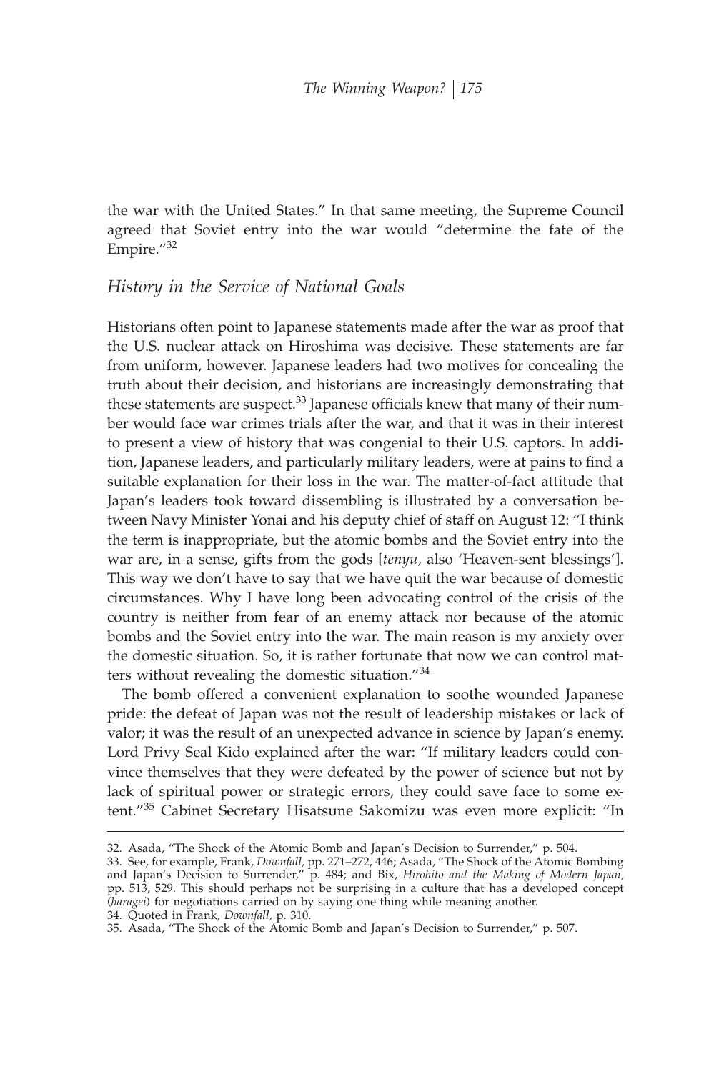the war with the United States." In that same meeting, the Supreme Council agreed that Soviet entry into the war would "determine the fate of the Empire."[32]

## *History in the Service of National Goals*

Historians often point to Japanese statements made after the war as proof that the U.S. nuclear attack on Hiroshima was decisive. These statements are far from uniform, however. Japanese leaders had two motives for concealing the truth about their decision, and historians are increasingly demonstrating that these statements are suspect.[33] Japanese officials knew that many of their number would face war crimes trials after the war, and that it was in their interest to present a view of history that was congenial to their U.S. captors. In addition, Japanese leaders, and particularly military leaders, were at pains to find a suitable explanation for their loss in the war. The matter-of-fact attitude that Japan's leaders took toward dissembling is illustrated by a conversation between Navy Minister Yonai and his deputy chief of staff on August 12: "I think the term is inappropriate, but the atomic bombs and the Soviet entry into the war are, in a sense, gifts from the gods [*tenyu,* also 'Heaven-sent blessings']. This way we don't have to say that we have quit the war because of domestic circumstances. Why I have long been advocating control of the crisis of the country is neither from fear of an enemy attack nor because of the atomic bombs and the Soviet entry into the war. The main reason is my anxiety over the domestic situation. So, it is rather fortunate that now we can control matters without revealing the domestic situation."[34]

The bomb offered a convenient explanation to soothe wounded Japanese pride: the defeat of Japan was not the result of leadership mistakes or lack of valor; it was the result of an unexpected advance in science by Japan's enemy. Lord Privy Seal Kido explained after the war: "If military leaders could convince themselves that they were defeated by the power of science but not by lack of spiritual power or strategic errors, they could save face to some extent."[35] Cabinet Secretary Hisatsune Sakomizu was even more explicit: "In

---

32. Asada, "The Shock of the Atomic Bomb and Japan's Decision to Surrender," p. 504.

33. See, for example, Frank, *Downfall,* pp. 271–272, 446; Asada, "The Shock of the Atomic Bombing and Japan's Decision to Surrender," p. 484; and Bix, *Hirohito and the Making of Modern Japan,* pp. 513, 529. This should perhaps not be surprising in a culture that has a developed concept (*haragei*) for negotiations carried on by saying one thing while meaning another.

34. Quoted in Frank, *Downfall,* p. 310.

35. Asada, "The Shock of the Atomic Bomb and Japan's Decision to Surrender," p. 507.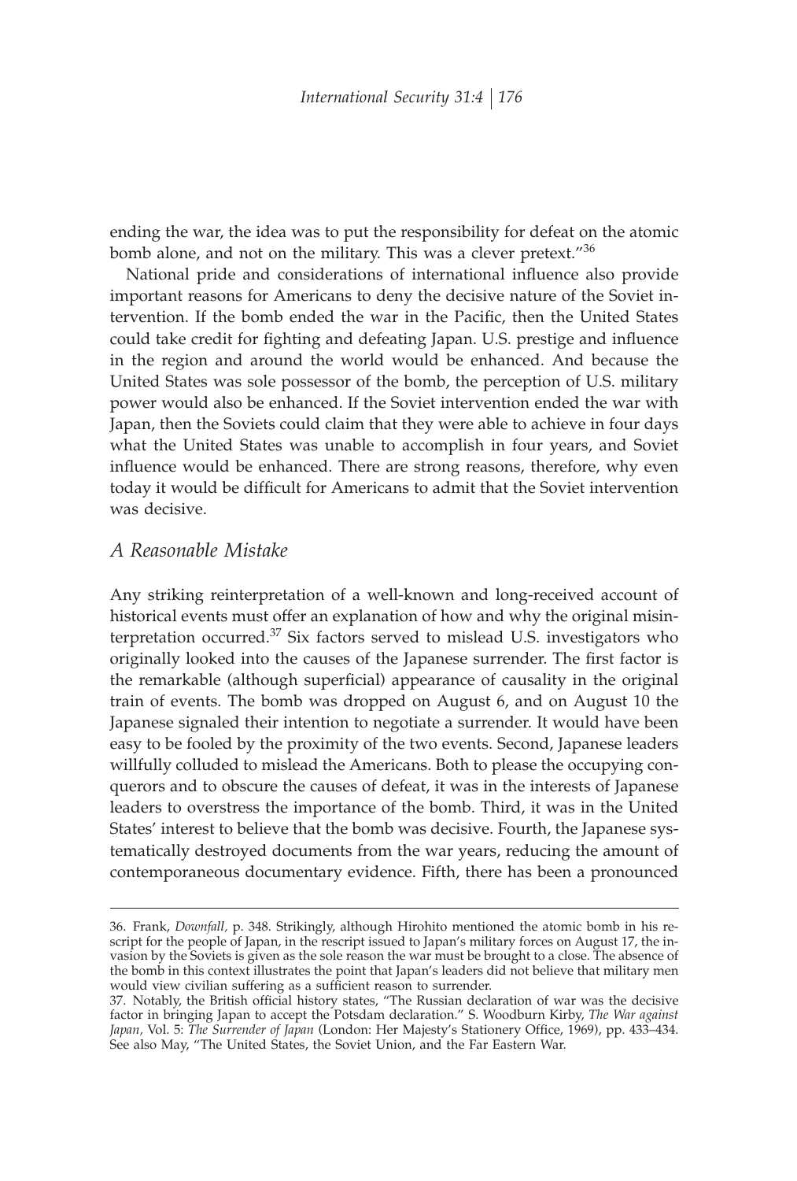ending the war, the idea was to put the responsibility for defeat on the atomic bomb alone, and not on the military. This was a clever pretext."[36]

National pride and considerations of international influence also provide important reasons for Americans to deny the decisive nature of the Soviet intervention. If the bomb ended the war in the Pacific, then the United States could take credit for fighting and defeating Japan. U.S. prestige and influence in the region and around the world would be enhanced. And because the United States was sole possessor of the bomb, the perception of U.S. military power would also be enhanced. If the Soviet intervention ended the war with Japan, then the Soviets could claim that they were able to achieve in four days what the United States was unable to accomplish in four years, and Soviet influence would be enhanced. There are strong reasons, therefore, why even today it would be difficult for Americans to admit that the Soviet intervention was decisive.

## *A Reasonable Mistake*

Any striking reinterpretation of a well-known and long-received account of historical events must offer an explanation of how and why the original misinterpretation occurred.[37] Six factors served to mislead U.S. investigators who originally looked into the causes of the Japanese surrender. The first factor is the remarkable (although superficial) appearance of causality in the original train of events. The bomb was dropped on August 6, and on August 10 the Japanese signaled their intention to negotiate a surrender. It would have been easy to be fooled by the proximity of the two events. Second, Japanese leaders willfully colluded to mislead the Americans. Both to please the occupying conquerors and to obscure the causes of defeat, it was in the interests of Japanese leaders to overstress the importance of the bomb. Third, it was in the United States' interest to believe that the bomb was decisive. Fourth, the Japanese systematically destroyed documents from the war years, reducing the amount of contemporaneous documentary evidence. Fifth, there has been a pronounced

---

36. Frank, *Downfall,* p. 348. Strikingly, although Hirohito mentioned the atomic bomb in his rescript for the people of Japan, in the rescript issued to Japan's military forces on August 17, the invasion by the Soviets is given as the sole reason the war must be brought to a close. The absence of the bomb in this context illustrates the point that Japan's leaders did not believe that military men would view civilian suffering as a sufficient reason to surrender.

37. Notably, the British official history states, "The Russian declaration of war was the decisive factor in bringing Japan to accept the Potsdam declaration." S. Woodburn Kirby, *The War against Japan,* Vol. 5: *The Surrender of Japan* (London: Her Majesty's Stationery Office, 1969), pp. 433–434. See also May, "The United States, the Soviet Union, and the Far Eastern War.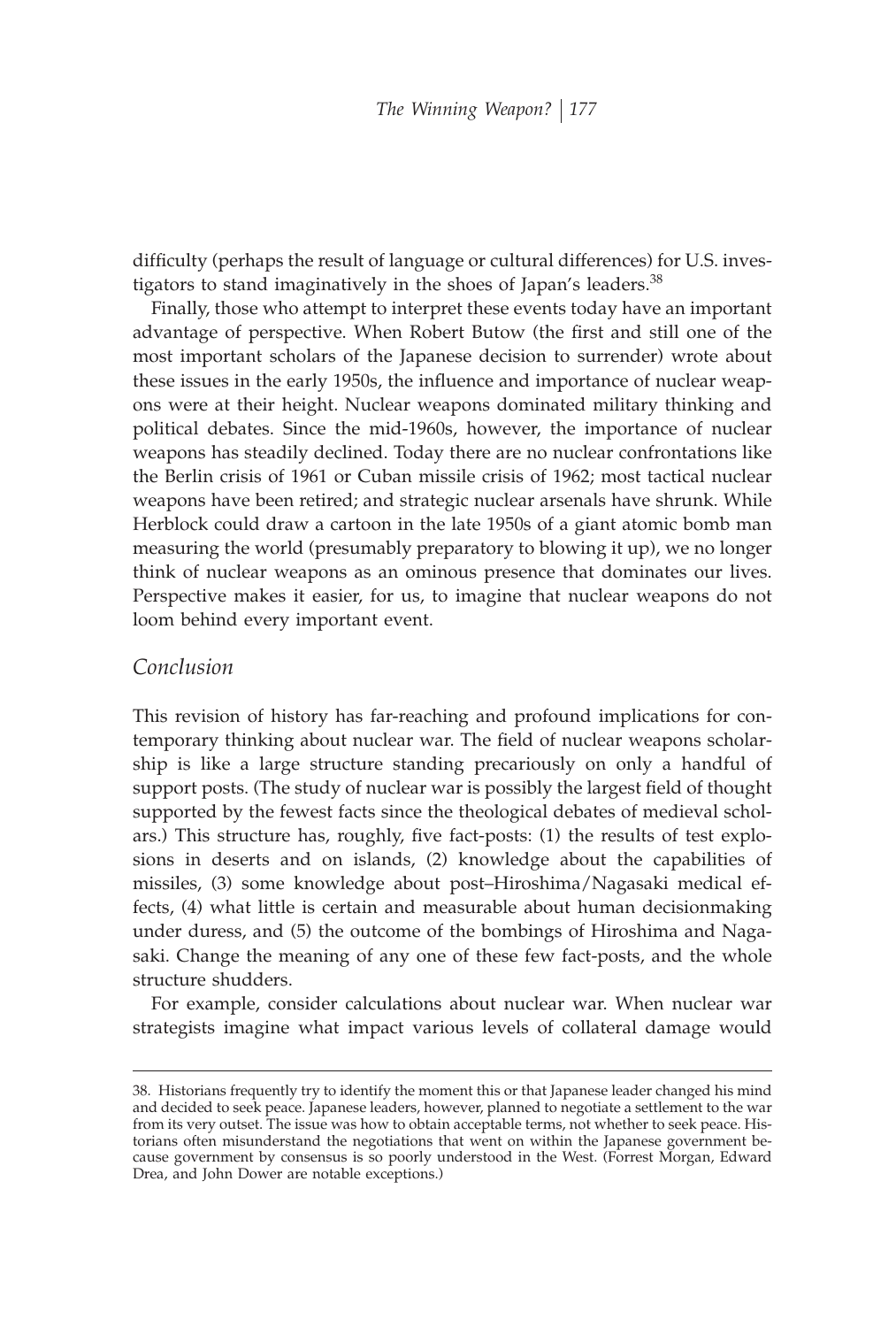difficulty (perhaps the result of language or cultural differences) for U.S. investigators to stand imaginatively in the shoes of Japan's leaders.[38]

Finally, those who attempt to interpret these events today have an important advantage of perspective. When Robert Butow (the first and still one of the most important scholars of the Japanese decision to surrender) wrote about these issues in the early 1950s, the influence and importance of nuclear weapons were at their height. Nuclear weapons dominated military thinking and political debates. Since the mid-1960s, however, the importance of nuclear weapons has steadily declined. Today there are no nuclear confrontations like the Berlin crisis of 1961 or Cuban missile crisis of 1962; most tactical nuclear weapons have been retired; and strategic nuclear arsenals have shrunk. While Herblock could draw a cartoon in the late 1950s of a giant atomic bomb man measuring the world (presumably preparatory to blowing it up), we no longer think of nuclear weapons as an ominous presence that dominates our lives. Perspective makes it easier, for us, to imagine that nuclear weapons do not loom behind every important event.

## *Conclusion*

This revision of history has far-reaching and profound implications for contemporary thinking about nuclear war. The field of nuclear weapons scholarship is like a large structure standing precariously on only a handful of support posts. (The study of nuclear war is possibly the largest field of thought supported by the fewest facts since the theological debates of medieval scholars.) This structure has, roughly, five fact-posts: (1) the results of test explosions in deserts and on islands, (2) knowledge about the capabilities of missiles, (3) some knowledge about post–Hiroshima/Nagasaki medical effects, (4) what little is certain and measurable about human decisionmaking under duress, and (5) the outcome of the bombings of Hiroshima and Nagasaki. Change the meaning of any one of these few fact-posts, and the whole structure shudders.

For example, consider calculations about nuclear war. When nuclear war strategists imagine what impact various levels of collateral damage would

---

38. Historians frequently try to identify the moment this or that Japanese leader changed his mind and decided to seek peace. Japanese leaders, however, planned to negotiate a settlement to the war from its very outset. The issue was how to obtain acceptable terms, not whether to seek peace. Historians often misunderstand the negotiations that went on within the Japanese government because government by consensus is so poorly understood in the West. (Forrest Morgan, Edward Drea, and John Dower are notable exceptions.)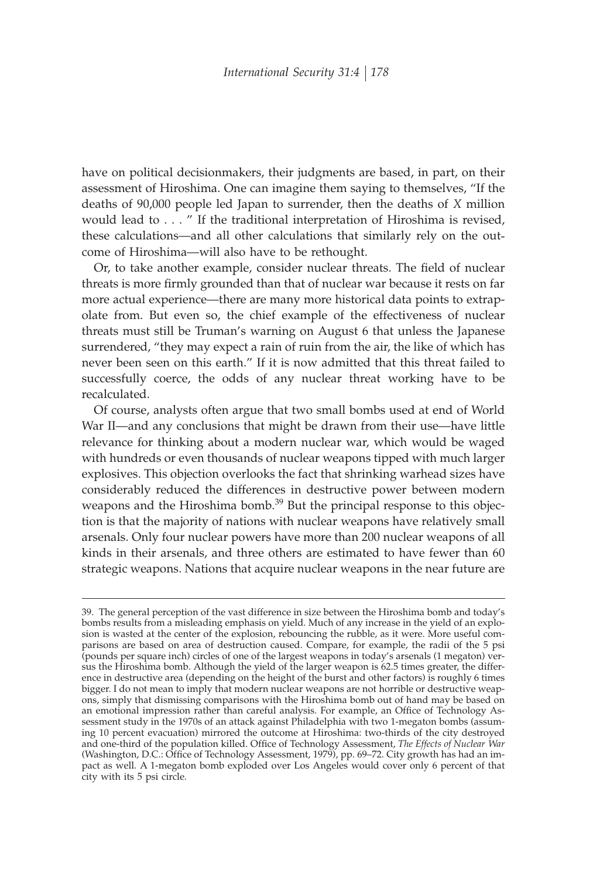have on political decisionmakers, their judgments are based, in part, on their assessment of Hiroshima. One can imagine them saying to themselves, "If the deaths of 90,000 people led Japan to surrender, then the deaths of *X* million would lead to . . . " If the traditional interpretation of Hiroshima is revised, these calculations—and all other calculations that similarly rely on the outcome of Hiroshima—will also have to be rethought.

Or, to take another example, consider nuclear threats. The field of nuclear threats is more firmly grounded than that of nuclear war because it rests on far more actual experience—there are many more historical data points to extrapolate from. But even so, the chief example of the effectiveness of nuclear threats must still be Truman's warning on August 6 that unless the Japanese surrendered, "they may expect a rain of ruin from the air, the like of which has never been seen on this earth." If it is now admitted that this threat failed to successfully coerce, the odds of any nuclear threat working have to be recalculated.

Of course, analysts often argue that two small bombs used at end of World War II—and any conclusions that might be drawn from their use—have little relevance for thinking about a modern nuclear war, which would be waged with hundreds or even thousands of nuclear weapons tipped with much larger explosives. This objection overlooks the fact that shrinking warhead sizes have considerably reduced the differences in destructive power between modern weapons and the Hiroshima bomb.[39] But the principal response to this objection is that the majority of nations with nuclear weapons have relatively small arsenals. Only four nuclear powers have more than 200 nuclear weapons of all kinds in their arsenals, and three others are estimated to have fewer than 60 strategic weapons. Nations that acquire nuclear weapons in the near future are

---

39. The general perception of the vast difference in size between the Hiroshima bomb and today's bombs results from a misleading emphasis on yield. Much of any increase in the yield of an explosion is wasted at the center of the explosion, rebouncing the rubble, as it were. More useful comparisons are based on area of destruction caused. Compare, for example, the radii of the 5 psi (pounds per square inch) circles of one of the largest weapons in today's arsenals (1 megaton) versus the Hiroshima bomb. Although the yield of the larger weapon is 62.5 times greater, the difference in destructive area (depending on the height of the burst and other factors) is roughly 6 times bigger. I do not mean to imply that modern nuclear weapons are not horrible or destructive weapons, simply that dismissing comparisons with the Hiroshima bomb out of hand may be based on an emotional impression rather than careful analysis. For example, an Office of Technology Assessment study in the 1970s of an attack against Philadelphia with two 1-megaton bombs (assuming 10 percent evacuation) mirrored the outcome at Hiroshima: two-thirds of the city destroyed and one-third of the population killed. Office of Technology Assessment, *The Effects of Nuclear War* (Washington, D.C.: Office of Technology Assessment, 1979), pp. 69–72. City growth has had an impact as well. A 1-megaton bomb exploded over Los Angeles would cover only 6 percent of that city with its 5 psi circle.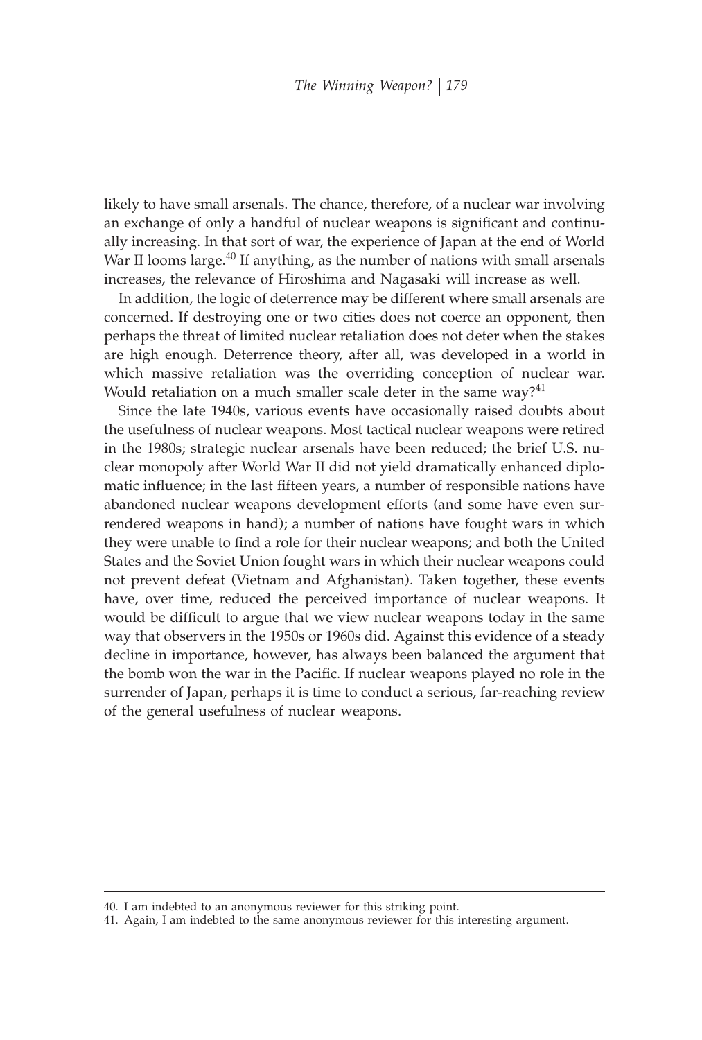likely to have small arsenals. The chance, therefore, of a nuclear war involving an exchange of only a handful of nuclear weapons is significant and continually increasing. In that sort of war, the experience of Japan at the end of World War II looms large.[40] If anything, as the number of nations with small arsenals increases, the relevance of Hiroshima and Nagasaki will increase as well.

In addition, the logic of deterrence may be different where small arsenals are concerned. If destroying one or two cities does not coerce an opponent, then perhaps the threat of limited nuclear retaliation does not deter when the stakes are high enough. Deterrence theory, after all, was developed in a world in which massive retaliation was the overriding conception of nuclear war. Would retaliation on a much smaller scale deter in the same way?[41]

Since the late 1940s, various events have occasionally raised doubts about the usefulness of nuclear weapons. Most tactical nuclear weapons were retired in the 1980s; strategic nuclear arsenals have been reduced; the brief U.S. nuclear monopoly after World War II did not yield dramatically enhanced diplomatic influence; in the last fifteen years, a number of responsible nations have abandoned nuclear weapons development efforts (and some have even surrendered weapons in hand); a number of nations have fought wars in which they were unable to find a role for their nuclear weapons; and both the United States and the Soviet Union fought wars in which their nuclear weapons could not prevent defeat (Vietnam and Afghanistan). Taken together, these events have, over time, reduced the perceived importance of nuclear weapons. It would be difficult to argue that we view nuclear weapons today in the same way that observers in the 1950s or 1960s did. Against this evidence of a steady decline in importance, however, has always been balanced the argument that the bomb won the war in the Pacific. If nuclear weapons played no role in the surrender of Japan, perhaps it is time to conduct a serious, far-reaching review of the general usefulness of nuclear weapons.

---

40. I am indebted to an anonymous reviewer for this striking point.

41. Again, I am indebted to the same anonymous reviewer for this interesting argument.